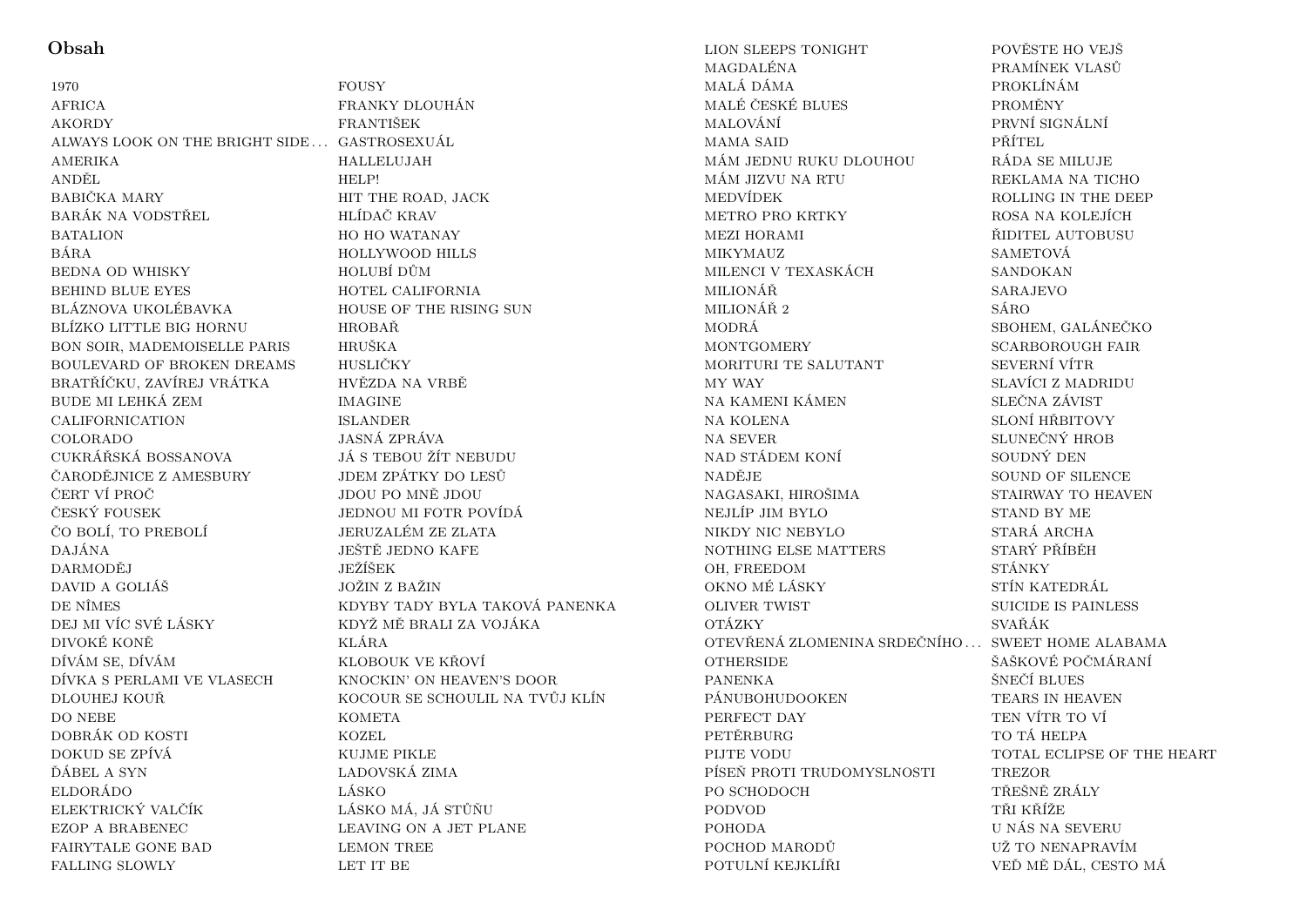## Obsah

1970
AFRICA
AKORDY
ALWAYS LOOK ON THE BRIGHT SIDE...
AMERIKA
ANDĚL
BABIČKA MARY
BARÁK NA VODSTŘEL
BATALION
BÁRA
BEDNA OD WHISKY
BEHIND BLUE EYES
BLÁZNOVA UKOLÉBAVKA
BLÍZKO LITTLE BIG HORNU
BON SOIR, MADEMOISELLE PARIS
BOULEVARD OF BROKEN DREAMS
BRATŘÍČKU, ZAVÍREJ VRÁTKA
BUDE MI LEHKÁ ZEM
CALIFORNICATION
COLORADO
CUKRÁŘSKÁ BOSSANOVA
ČARODĚJNICE Z AMESBURY
ČERT VÍ PROČ
ČESKÝ FOUSEK
ČO BOLÍ, TO PREBOLÍ
DAJÁNA
DARMODĚJ
DAVID A GOLIÁŠ
DE NÎMES
DEJ MI VÍC SVÉ LÁSKY
DIVOKÉ KONĚ
DÍVÁM SE, DÍVÁM
DÍVKA S PERLAMI VE VLASECH
DLOUHEJ KOUŘ
DO NEBE
DOBRÁK OD KOSTI
DOKUD SE ZPÍVÁ
ĎÁBEL A SYN
ELDORÁDO
ELEKTRICKÝ VALČÍK
EZOP A BRABENEC
FAIRYTALE GONE BAD
FALLING SLOWLY
FOUSY
FRANKY DLOUHÁN
FRANTIŠEK
GASTROSEXUÁL
HALLELUJAH
HELP!
HIT THE ROAD, JACK
HLÍDAČ KRAV
HO HO WATANAY
HOLLYWOOD HILLS
HOLUBÍ DŮM
HOTEL CALIFORNIA
HOUSE OF THE RISING SUN
HROBAŘ
HRUŠKA
HUSLIČKY
HVĚZDA NA VRBĚ
IMAGINE
ISLANDER
JASNÁ ZPRÁVA
JÁ S TEBOU ŽÍT NEBUDU
JDEM ZPÁTKY DO LESŮ
JDOU PO MNĚ JDOU
JEDNOU MI FOTR POVÍDÁ
JERUZALÉM ZE ZLATA
JEŠTĚ JEDNO KAFE
JEŽÍŠEK
JOŽIN Z BAŽIN
KDYBY TADY BYLA TAKOVÁ PANENKA
KDYŽ MĚ BRALI ZA VOJÁKA
KLÁRA
KLOBOUK VE KŘOVÍ
KNOCKIN' ON HEAVEN'S DOOR
KOCOUR SE SCHOULIL NA TVŮJ KLÍN
KOMETA
KOZEL
KUJME PIKLE
LADOVSKÁ ZIMA
LÁSKO
LÁSKO MÁ, JÁ STŮŇU
LEAVING ON A JET PLANE
LEMON TREE
LET IT BE
LION SLEEPS TONIGHT
MAGDALÉNA
MALÁ DÁMA
MALÉ ČESKÉ BLUES
MALOVÁNÍ
MAMA SAID
MÁM JEDNU RUKU DLOUHOU
MÁM JIZVU NA RTU
MEDVÍDEK
METRO PRO KRTKY
MEZI HORAMI
MIKYMAUZ
MILENCI V TEXASKÁCH
MILIONÁŘ
MILIONÁŘ 2
MODRÁ
MONTGOMERY
MORITURI TE SALUTANT
MY WAY
NA KAMENI KÁMEN
NA KOLENA
NA SEVER
NAD STÁDEM KONÍ
NADĚJE
NAGASAKI, HIROŠIMA
NEJLÍP JIM BYLO
NIKDY NIC NEBYLO
NOTHING ELSE MATTERS
OH, FREEDOM
OKNO MÉ LÁSKY
OLIVER TWIST
OTÁZKY
OTEVŘENÁ ZLOMENINA SRDEČNÍHO...
OTHERSIDE
PANENKA
PÁNUBOHUDOOKEN
PERFECT DAY
PETĚRBURG
PIJTE VODU
PÍSEŇ PROTI TRUDOMYSLNOSTI
PO SCHODOCH
PODVOD
POHODA
POCHOD MARODŮ
POTULNÍ KEJKLÍŘI
POVĚSTE HO VEJŠ
PRAMÍNEK VLASŮ
PROKLÍNÁM
PROMĚNY
PRVNÍ SIGNÁLNÍ
PŘÍTEL
RÁDA SE MILUJE
REKLAMA NA TICHO
ROLLING IN THE DEEP
ROSA NA KOLEJÍCH
ŘIDITEL AUTOBUSU
SAMETOVÁ
SANDOKAN
SARAJEVO
SÁRO
SBOHEM, GALÁNEČKO
SCARBOROUGH FAIR
SEVERNÍ VÍTR
SLAVÍCI Z MADRIDU
SLEČNA ZÁVIST
SLONÍ HŘBITOVY
SLUNEČNÝ HROB
SOUDNÝ DEN
SOUND OF SILENCE
STAIRWAY TO HEAVEN
STAND BY ME
STARÁ ARCHA
STARÝ PŘÍBĚH
STÁNKY
STÍN KATEDRÁL
SUICIDE IS PAINLESS
SVAŘÁK
SWEET HOME ALABAMA
ŠAŠKOVÉ POČMÁRANÍ
ŠNEČÍ BLUES
TEARS IN HEAVEN
TEN VÍTR TO VÍ
TO TÁ HELPA
TOTAL ECLIPSE OF THE HEART
TREZOR
TŘEŠNĚ ZRÁLY
TŘI KŘÍŽE
U NÁS NA SEVERU
UŽ TO NENAPRAVÍM
VEĎ MĚ DÁL, CESTO MÁ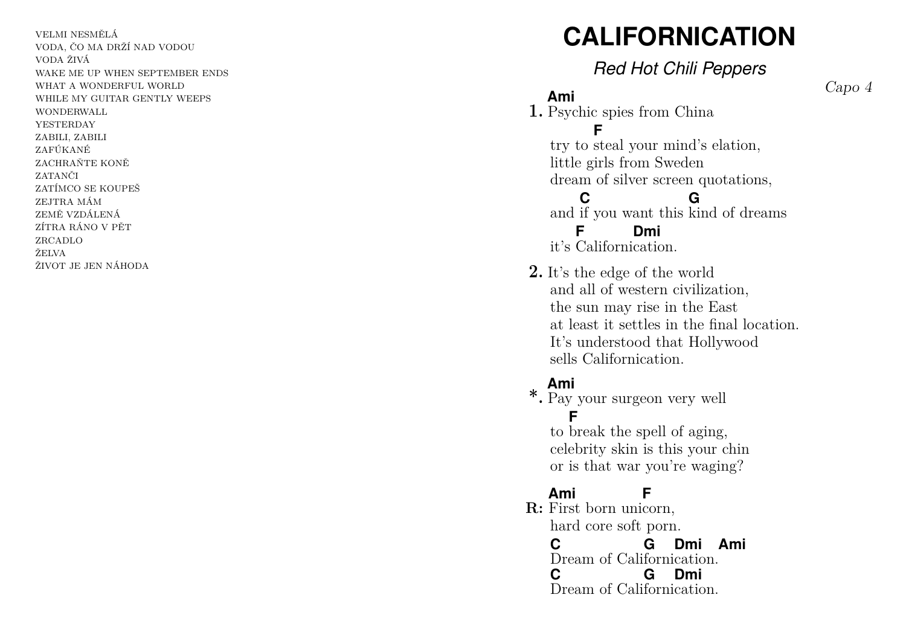VELMI NESMĚLÁ
VODA, ČO MA DRŽÍ NAD VODOU
VODA ŽIVÁ
WAKE ME UP WHEN SEPTEMBER ENDS
WHAT A WONDERFUL WORLD
WHILE MY GUITAR GENTLY WEEPS
WONDERWALL
YESTERDAY
ZABILI, ZABILI
ZAFÚKANÉ
ZACHRAŇTE KONĚ
ZATANČI
ZATÍMCO SE KOUPEŠ
ZEJTRA MÁM
ZEMĚ VZDÁLENÁ
ZÍTRA RÁNO V PĚT
ZRCADLO
ŽELVA
ŽIVOT JE JEN NÁHODA

# CALIFORNICATION

*Red Hot Chili Peppers*

*Capo 4*

```
   Ami
1. Psychic spies from China
         F
   try to steal your mind's elation,
   little girls from Sweden
   dream of silver screen quotations,
       C                G
   and if you want this kind of dreams
       F          Dmi
   it's Californication.
```

```
2. It's the edge of the world
   and all of western civilization,
   the sun may rise in the East
   at least it settles in the final location.
   It's understood that Hollywood
   sells Californication.
```

```
   Ami
*. Pay your surgeon very well
      F
   to break the spell of aging,
   celebrity skin is this your chin
   or is that war you're waging?
```

```
   Ami          F
R: First born unicorn,
   hard core soft porn.
   C              G    Dmi   Ami
   Dream of Californication.
   C              G    Dmi
   Dream of Californication.
```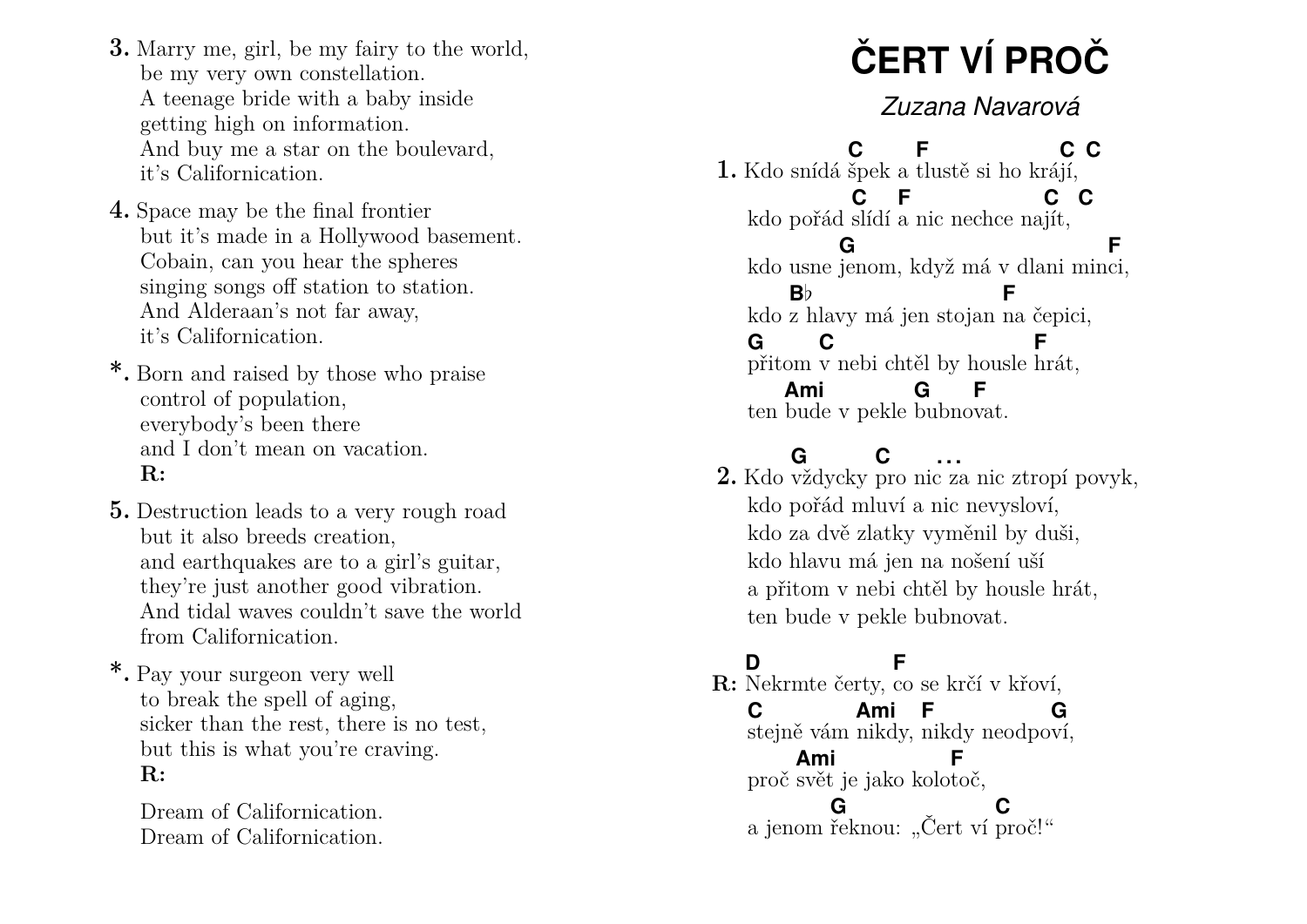**3.** Marry me, girl, be my fairy to the world,
be my very own constellation.
A teenage bride with a baby inside
getting high on information.
And buy me a star on the boulevard,
it's Californication.

**4.** Space may be the final frontier
but it's made in a Hollywood basement.
Cobain, can you hear the spheres
singing songs off station to station.
And Alderaan's not far away,
it's Californication.

**\*.** Born and raised by those who praise
control of population,
everybody's been there
and I don't mean on vacation.
**R:**

**5.** Destruction leads to a very rough road
but it also breeds creation,
and earthquakes are to a girl's guitar,
they're just another good vibration.
And tidal waves couldn't save the world
from Californication.

**\*.** Pay your surgeon very well
to break the spell of aging,
sicker than the rest, there is no test,
but this is what you're craving.
**R:**

Dream of Californication.
Dream of Californication.

# ČERT VÍ PROČ

*Zuzana Navarová*

```
         C      F              C C
1. Kdo snídá špek a tlustě si ho krájí,
          C    F             C  C
   kdo pořád slídí a nic nechce najít,
          G                          F
   kdo usne jenom, když má v dlani minci,
      B♭                 F
   kdo z hlavy má jen stojan na čepici,
   G      C                F
   přitom v nebi chtěl by housle hrát,
      Ami         G     F
   ten bude v pekle bubnovat.
```

```
      G         C      ...
2. Kdo vždycky pro nic za nic ztropí povyk,
   kdo pořád mluví a nic nevysloví,
   kdo za dvě zlatky vyměnil by duši,
   kdo hlavu má jen na nošení uší
   a přitom v nebi chtěl by housle hrát,
   ten bude v pekle bubnovat.
```

```
   D               F
R: Nekrmte čerty, co se krčí v křoví,
   C          Ami   F            G
   stejně vám nikdy, nikdy neodpoví,
       Ami          F
   proč svět je jako kolotoč,
          G          C
   a jenom řeknou: „Čert ví proč!“
```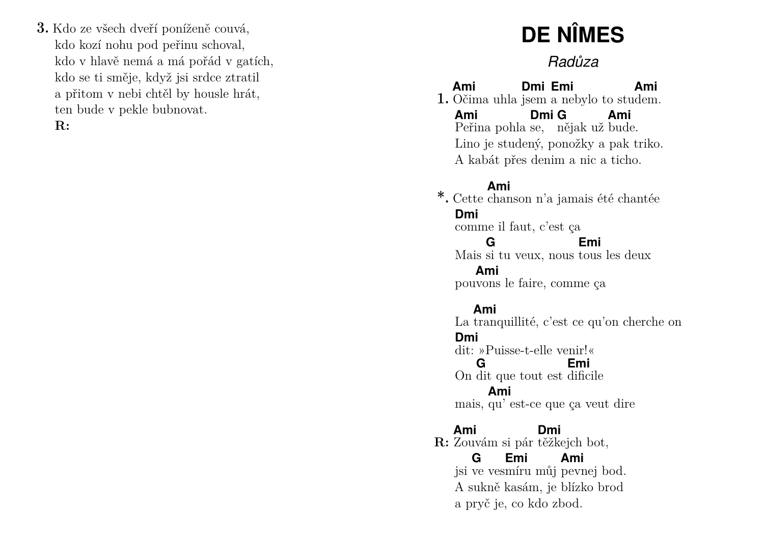**3.** Kdo ze všech dveří poníženě couvá,
kdo kozí nohu pod peřinu schoval,
kdo v hlavě nemá a má pořád v gatích,
kdo se ti směje, když jsi srdce ztratil
a přitom v nebi chtěl by housle hrát,
ten bude v pekle bubnovat.
**R:**

# DE NÎMES

*Radůza*

```
   Ami           Dmi  Emi                Ami
1. Očima uhla jsem a nebylo to studem.
   Ami             Dmi G          Ami
   Peřina pohla se,   nějak už bude.
   Lino je studený, ponožky a pak triko.
   A kabát přes denim a nic a ticho.

          Ami
*. Cette chanson n'a jamais été chantée
   Dmi
   comme il faut, c'est ça
         G                 Emi
   Mais si tu veux, nous tous les deux
       Ami
   pouvons le faire, comme ça

       Ami
   La tranquillité, c'est ce qu'on cherche on
   Dmi
   dit: »Puisse-t-elle venir!«
      G                 Emi
   On dit que tout est dificile
         Ami
   mais, qu' est-ce que ça veut dire

   Ami            Dmi
R: Zouvám si pár těžkejch bot,
      G      Emi       Ami
   jsi ve vesmíru můj pevnej bod.
   A sukně kasám, je blízko brod
   a pryč je, co kdo zbod.
```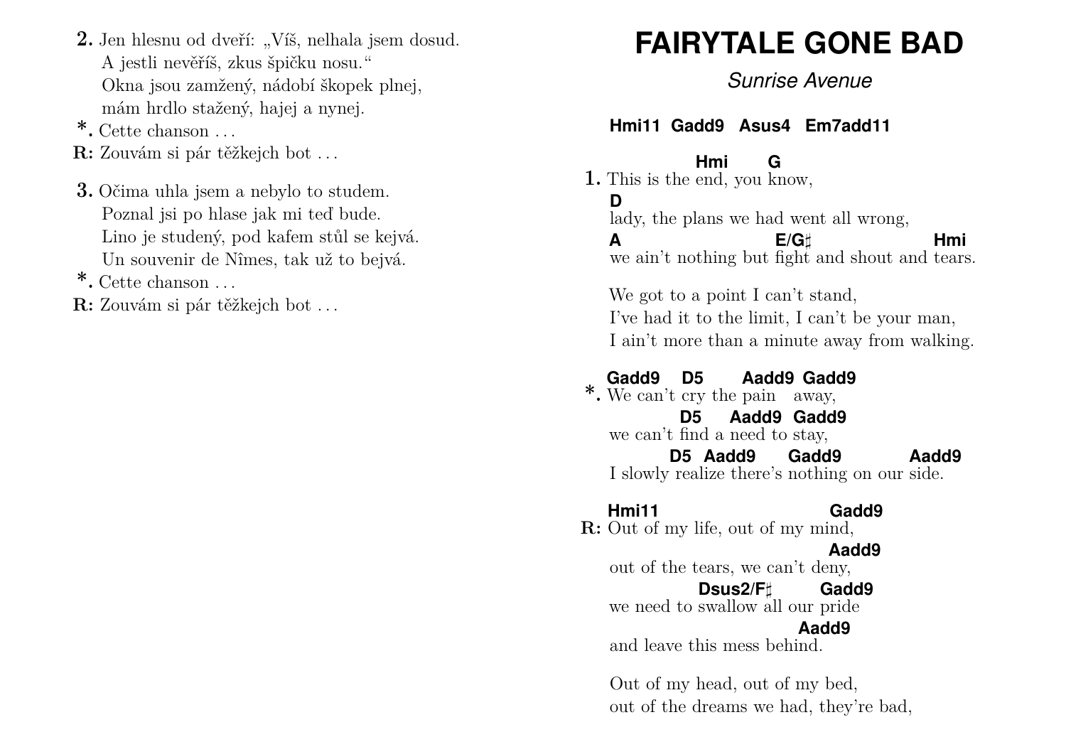**2.** Jen hlesnu od dveří: „Víš, nelhala jsem dosud.
A jestli nevěříš, zkus špičku nosu."
Okna jsou zamžený, nádobí škopek plnej,
mám hrdlo stažený, hajej a nynej.

**\*.** Cette chanson . . .

**R:** Zouvám si pár těžkejch bot . . .

**3.** Očima uhla jsem a nebylo to studem.
Poznal jsi po hlase jak mi teď bude.
Lino je studený, pod kafem stůl se kejvá.
Un souvenir de Nîmes, tak už to bejvá.

**\*.** Cette chanson . . .

**R:** Zouvám si pár těžkejch bot . . .

# FAIRYTALE GONE BAD

*Sunrise Avenue*

**Hmi11 Gadd9 Asus4 Em7add11**

```
                 Hmi      G
1. This is the end, you know,
   D
   lady, the plans we had went all wrong,
   A                           E/G♯                 Hmi
   we ain't nothing but fight and shout and tears.

   We got to a point I can't stand,
   I've had it to the limit, I can't be your man,
   I ain't more than a minute away from walking.

   Gadd9    D5       Aadd9 Gadd9
*. We can't cry the pain   away,
            D5     Aadd9  Gadd9
   we can't find a need to stay,
           D5  Aadd9     Gadd9          Aadd9
   I slowly realize there's nothing on our side.

   Hmi11                          Gadd9
R: Out of my life, out of my mind,
                                  Aadd9
   out of the tears, we can't deny,
                  Dsus2/F♯       Gadd9
   we need to swallow all our pride
                            Aadd9
   and leave this mess behind.

   Out of my head, out of my bed,
   out of the dreams we had, they're bad,
```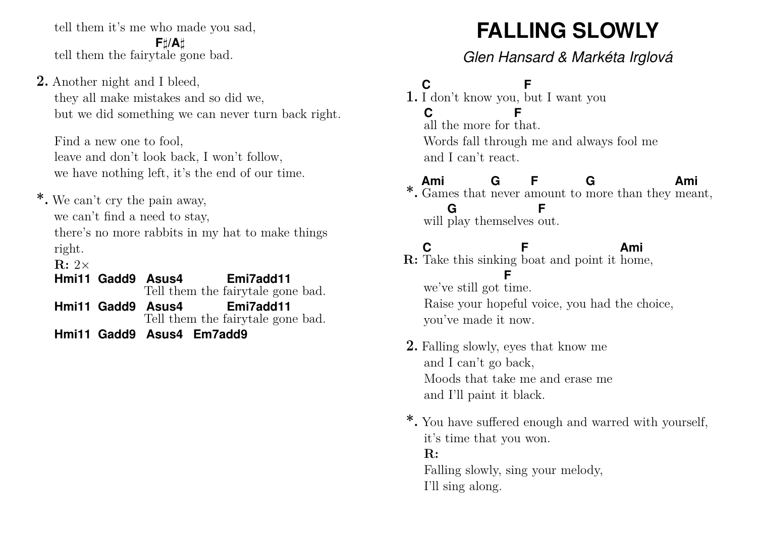tell them it's me who made you sad,

F♯/A♯

tell them the fairytale gone bad.

**2.** Another night and I bleed,
they all make mistakes and so did we,
but we did something we can never turn back right.

Find a new one to fool,
leave and don't look back, I won't follow,
we have nothing left, it's the end of our time.

**\*.** We can't cry the pain away,
we can't find a need to stay,
there's no more rabbits in my hat to make things right.

**R:** 2×

**Hmi11 Gadd9 Asus4 Emi7add11**
Tell them the fairytale gone bad.

**Hmi11 Gadd9 Asus4 Emi7add11**
Tell them the fairytale gone bad.

**Hmi11 Gadd9 Asus4 Em7add9**

# FALLING SLOWLY

*Glen Hansard & Markéta Irglová*

```
   C                 F
1. I don't know you, but I want you
   C           F
   all the more for that.
   Words fall through me and always fool me
   and I can't react.

   Ami        G      F         G               Ami
*. Games that never amount to more than they meant,
      G                F
   will play themselves out.

   C                  F                  Ami
R: Take this sinking boat and point it home,
                 F
   we've still got time.
   Raise your hopeful voice, you had the choice,
   you've made it now.
```

**2.** Falling slowly, eyes that know me
and I can't go back,
Moods that take me and erase me
and I'll paint it black.

**\*.** You have suffered enough and warred with yourself,
it's time that you won.

**R:**

Falling slowly, sing your melody,
I'll sing along.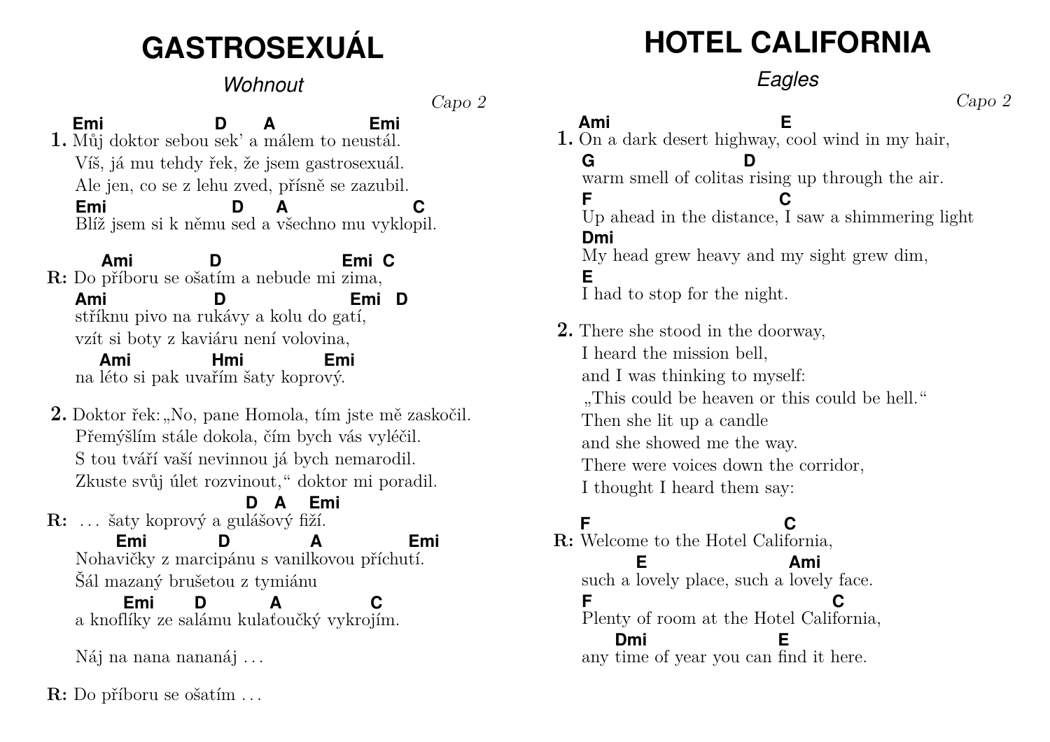# GASTROSEXUÁL

*Wohnout*

*Capo 2*

```
   Emi              D     A            Emi
1. Můj doktor sebou sek' a málem to neustál.
   Víš, já mu tehdy řek, že jsem gastrosexuál.
   Ale jen, co se z lehu zved, přísně se zazubil.
   Emi               D     A              C
   Blíž jsem si k němu sed a všechno mu vyklopil.
```

```
     Ami          D                 Emi  C
R: Do příboru se ošatím a nebude mi zima,
   Ami             D                 Emi   D
   stříknu pivo na rukávy a kolu do gatí,
   vzít si boty z kaviáru není volovina,
     Ami         Hmi            Emi
   na léto si pak uvařím šaty koprový.
```

```
2. Doktor řek: „No, pane Homola, tím jste mě zaskočil.
   Přemýšlím stále dokola, čím bych vás vyléčil.
   S tou tváří vaší nevinnou já bych nemarodil.
   Zkuste svůj úlet rozvinout," doktor mi poradil.
```

```
                          D   A   Emi
R: … šaty koprový a gulášový fiží.
       Emi          D           A             Emi
   Nohavičky z marcipánu s vanilkovou příchutí.
   Šál mazaný brušetou z tymiánu
        Emi      D        A            C
   a knoflíky ze salámu kulaťoučký vykrojím.

   Náj na nana nananáj …
```

**R:** Do příboru se ošatím …

# HOTEL CALIFORNIA

*Eagles*

*Capo 2*

```
   Ami                             E
1. On a dark desert highway, cool wind in my hair,
   G                    D
   warm smell of colitas rising up through the air.
   F                                C
   Up ahead in the distance, I saw a shimmering light
   Dmi
   My head grew heavy and my sight grew dim,
   E
   I had to stop for the night.
```

```
2. There she stood in the doorway,
   I heard the mission bell,
   and I was thinking to myself:
   „This could be heaven or this could be hell."
   Then she lit up a candle
   and she showed me the way.
   There were voices down the corridor,
   I thought I heard them say:
```

```
   F                              C
R: Welcome to the Hotel California,
        E                        Ami
   such a lovely place, such a lovely face.
   F                                      C
   Plenty of room at the Hotel California,
      Dmi                      E
   any time of year you can find it here.
```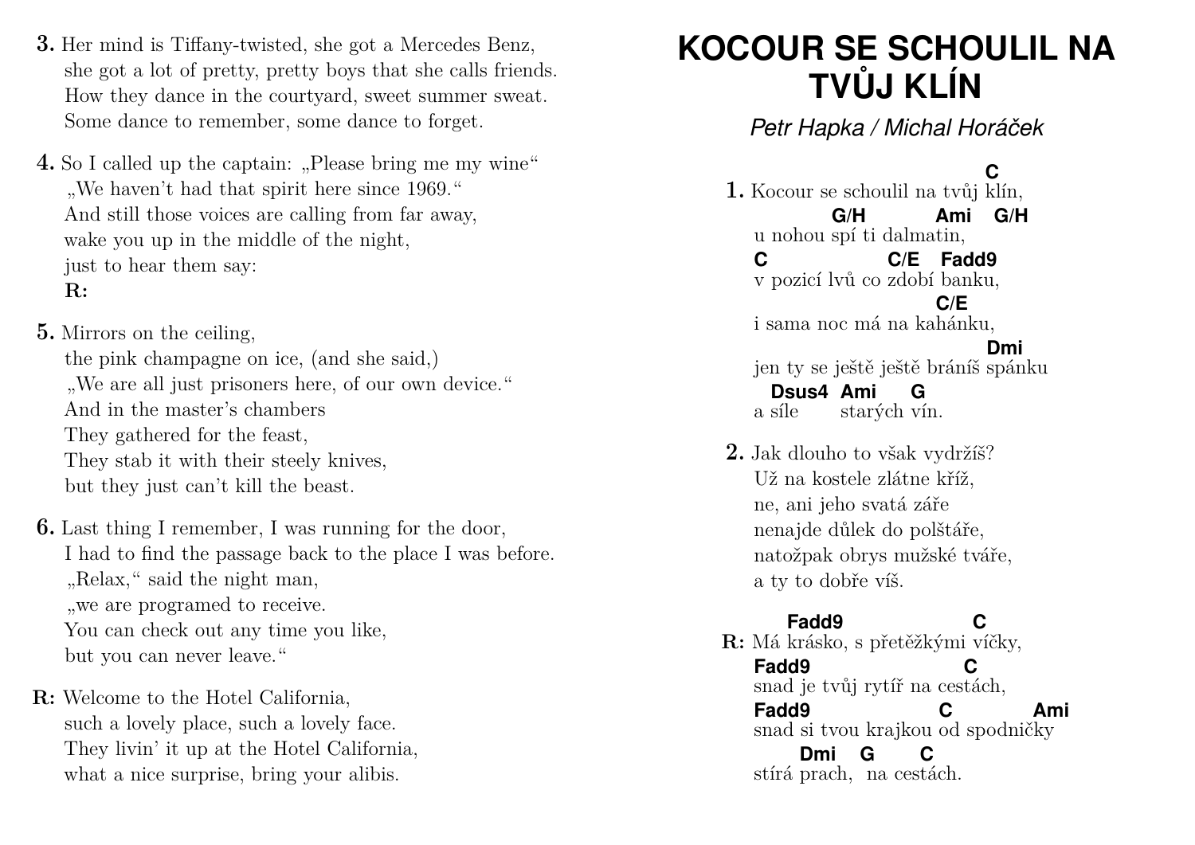**3.** Her mind is Tiffany-twisted, she got a Mercedes Benz,
she got a lot of pretty, pretty boys that she calls friends.
How they dance in the courtyard, sweet summer sweat.
Some dance to remember, some dance to forget.

**4.** So I called up the captain: „Please bring me my wine"
„We haven't had that spirit here since 1969."
And still those voices are calling from far away,
wake you up in the middle of the night,
just to hear them say:
**R:**

**5.** Mirrors on the ceiling,
the pink champagne on ice, (and she said,)
„We are all just prisoners here, of our own device."
And in the master's chambers
They gathered for the feast,
They stab it with their steely knives,
but they just can't kill the beast.

**6.** Last thing I remember, I was running for the door,
I had to find the passage back to the place I was before.
„Relax," said the night man,
„we are programed to receive.
You can check out any time you like,
but you can never leave."

**R:** Welcome to the Hotel California,
such a lovely place, such a lovely face.
They livin' it up at the Hotel California,
what a nice surprise, bring your alibis.

# KOCOUR SE SCHOULIL NA TVŮJ KLÍN

*Petr Hapka / Michal Horáček*

```
                                 C
1. Kocour se schoulil na tvůj klín,
           G/H          Ami   G/H
   u nohou spí ti dalmatin,
   C                C/E   Fadd9
   v pozicí lvů co zdobí banku,
                          C/E
   i sama noc má na kahánku,
                                 Dmi
   jen ty se ještě ještě bráníš spánku
     Dsus4  Ami     G
   a síle   starých vín.
```

**2.** Jak dlouho to však vydržíš?
Už na kostele zlátne kříž,
ne, ani jeho svatá záře
nenajde důlek do polštáře,
natožpak obrys mužské tváře,
a ty to dobře víš.

```
       Fadd9                 C
R: Má krásko, s přetěžkými víčky,
   Fadd9                 C
   snad je tvůj rytíř na cestách,
   Fadd9                C           Ami
   snad si tvou krajkou od spodničky
        Dmi   G      C
   stírá prach,  na cestách.
```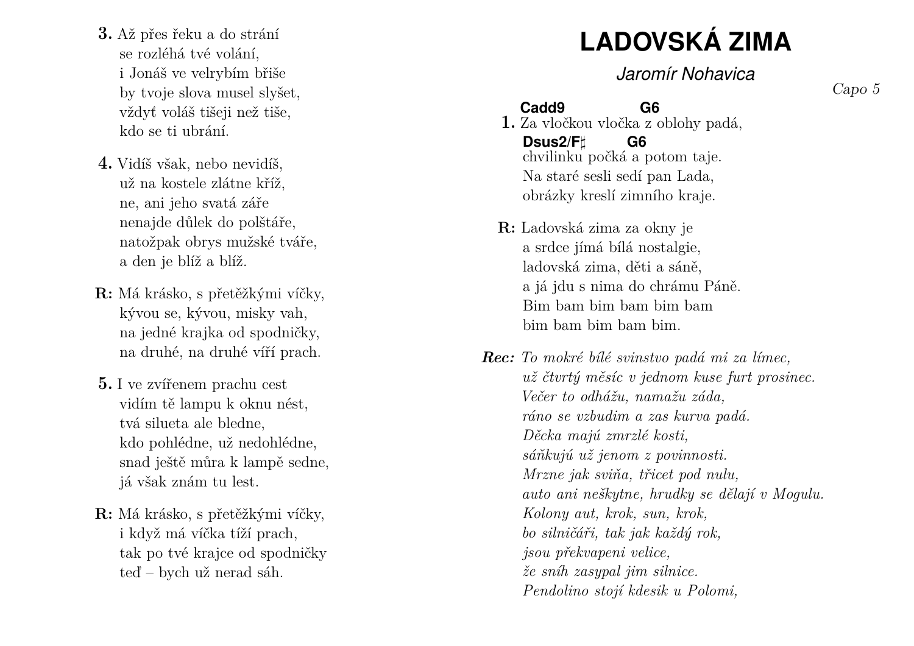**3.** Až přes řeku a do strání
se rozléhá tvé volání,
i Jonáš ve velrybím břiše
by tvoje slova musel slyšet,
vždyť voláš tišeji než tiše,
kdo se ti ubrání.

**4.** Vidíš však, nebo nevidíš,
už na kostele zlátne kříž,
ne, ani jeho svatá záře
nenajde důlek do polštáře,
natožpak obrys mužské tváře,
a den je blíž a blíž.

**R:** Má krásko, s přetěžkými víčky,
kývou se, kývou, misky vah,
na jedné krajka od spodničky,
na druhé, na druhé víří prach.

**5.** I ve zvířenem prachu cest
vidím tě lampu k oknu nést,
tvá silueta ale bledne,
kdo pohlédne, už nedohlédne,
snad ještě můra k lampě sedne,
já však znám tu lest.

**R:** Má krásko, s přetěžkými víčky,
i když má víčka tíží prach,
tak po tvé krajce od spodničky
teď – bych už nerad sáh.

# LADOVSKÁ ZIMA

*Jaromír Nohavica*

*Capo 5*

**1.** **Cadd9** Za vločkou vločka **G6** z oblohy padá,
**Dsus2/F♯** chvilinku **G6** počká a potom taje.
Na staré sesli sedí pan Lada,
obrázky kreslí zimního kraje.

**R:** Ladovská zima za okny je
a srdce jímá bílá nostalgie,
ladovská zima, děti a sáně,
a já jdu s nima do chrámu Páně.
Bim bam bim bam bim bam
bim bam bim bam bim.

***Rec:*** *To mokré bílé svinstvo padá mi za límec,*
*už čtvrtý měsíc v jednom kuse furt prosinec.*
*Večer to odházu, namažu záda,*
*ráno se vzbudím a zas kurva padá.*
*Děcka majú zmrzlé kosti,*
*sáňkujú už jenom z povinnosti.*
*Mrzne jak sviňa, třicet pod nulu,*
*auto ani neškytne, hrudky se dělají v Mogulu.*
*Kolony aut, krok, sun, krok,*
*bo silničáři, tak jak každý rok,*
*jsou překvapeni velice,*
*že sníh zasypal jim silnice.*
*Pendolino stojí kdesik u Polomi,*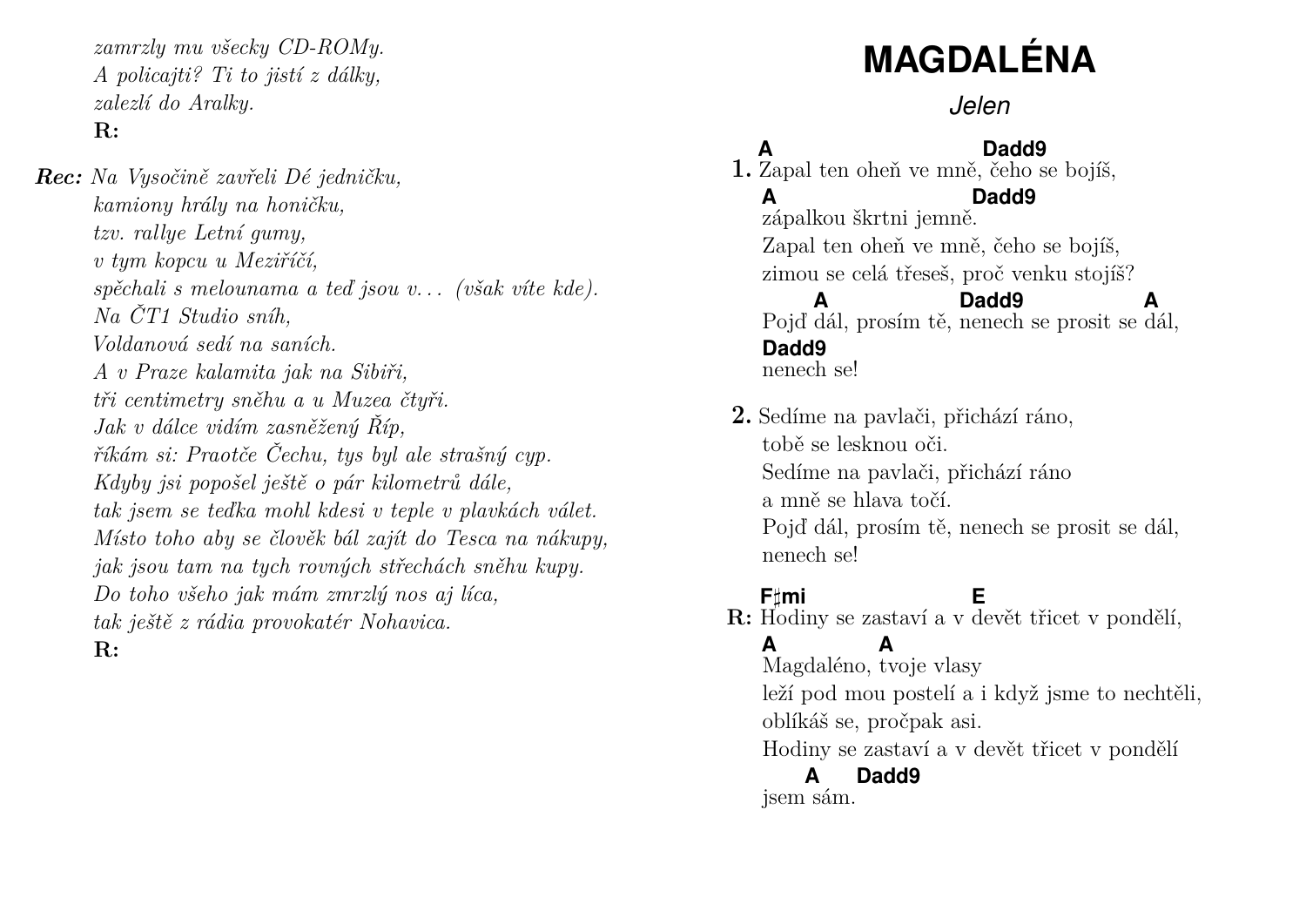*zamrzly mu všecky CD-ROMy.*
*A policajti? Ti to jistí z dálky,*
*zalezlí do Aralky.*
**R:**

***Rec:*** *Na Vysočině zavřeli Dé jedničku,*
*kamiony hrály na honičku,*
*tzv. rallye Letní gumy,*
*v tym kopcu u Meziříčí,*
*spěchali s melounama a teď jsou v… (však víte kde).*
*Na ČT1 Studio sníh,*
*Voldanová sedí na saních.*
*A v Praze kalamita jak na Sibiři,*
*tři centimetry sněhu a u Muzea čtyři.*
*Jak v dálce vidím zasněžený Říp,*
*říkám si: Praotče Čechu, tys byl ale strašný cyp.*
*Kdyby jsi popošel ještě o pár kilometrů dále,*
*tak jsem se teďka mohl kdesi v teple v plavkách válet.*
*Místo toho aby se člověk bál zajít do Tesca na nákupy,*
*jak jsou tam na tych rovných střechách sněhu kupy.*
*Do toho všeho jak mám zmrzlý nos aj líca,*
*tak ještě z rádia provokatér Nohavica.*
**R:**

# MAGDALÉNA

*Jelen*

```
   A                          Dadd9
1. Zapal ten oheň ve mně, čeho se bojíš,
   A                        Dadd9
   zápalkou škrtni jemně.
   Zapal ten oheň ve mně, čeho se bojíš,
   zimou se celá třeseš, proč venku stojíš?
       A                Dadd9             A
   Pojď dál, prosím tě, nenech se prosit se dál,
   Dadd9
   nenech se!

2. Sedíme na pavlači, přichází ráno,
   tobě se lesknou oči.
   Sedíme na pavlači, přichází ráno
   a mně se hlava točí.
   Pojď dál, prosím tě, nenech se prosit se dál,
   nenech se!

   F♯mi                 E
R: Hodiny se zastaví a v devět třicet v pondělí,
   A          A
   Magdaléno, tvoje vlasy
   leží pod mou postelí a i když jsme to nechtěli,
   oblíkáš se, pročpak asi.
   Hodiny se zastaví a v devět třicet v pondělí
        A     Dadd9
   jsem sám.
```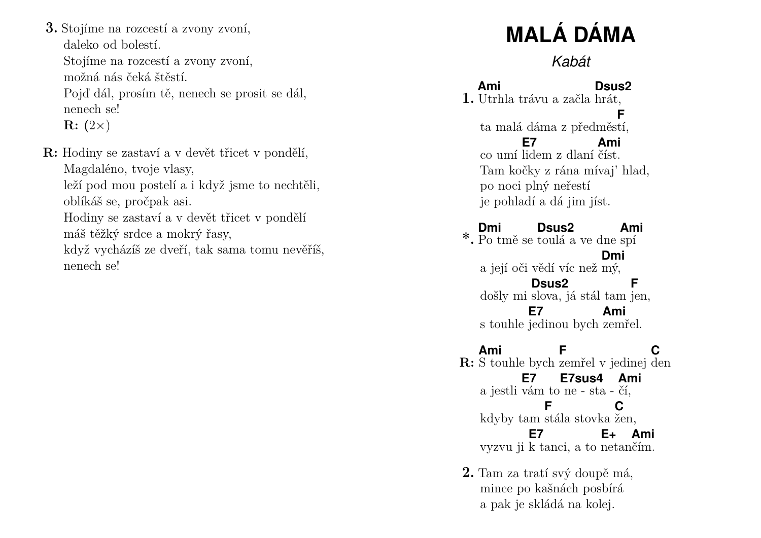**3.** Stojíme na rozcestí a zvony zvoní,
daleko od bolestí.
Stojíme na rozcestí a zvony zvoní,
možná nás čeká štěstí.
Pojď dál, prosím tě, nenech se prosit se dál,
nenech se!
**R:** (2×)

**R:** Hodiny se zastaví a v devět třicet v pondělí,
Magdaléno, tvoje vlasy,
leží pod mou postelí a i když jsme to nechtěli,
oblíkáš se, pročpak asi.
Hodiny se zastaví a v devět třicet v pondělí
máš těžký srdce a mokrý řasy,
když vycházíš ze dveří, tak sama tomu nevěříš,
nenech se!

# MALÁ DÁMA

*Kabát*

```
   Ami                  Dsus2
1. Utrhla trávu a začla hrát,
                            F
   ta malá dáma z předměstí,
         E7             Ami
   co umí lidem z dlaní číst.
   Tam kočky z rána mívaj' hlad,
   po noci plný neřestí
   je pohladí a dá jim jíst.

   Dmi        Dsus2        Ami
*. Po tmě se toulá a ve dne spí
                          Dmi
   a její oči vědí víc než mý,
          Dsus2              F
   došly mi slova, já stál tam jen,
          E7              Ami
   s touhle jedinou bych zemřel.

   Ami           F                C
R: S touhle bych zemřel v jedinej den
          E7     E7sus4  Ami
   a jestli vám to ne - sta - čí,
              F             C
   kdyby tam stála stovka žen,
          E7           E+   Ami
   vyzvu ji k tanci, a to netančím.
```

**2.** Tam za tratí svý doupě má,
mince po kašnách posbírá
a pak je skládá na kolej.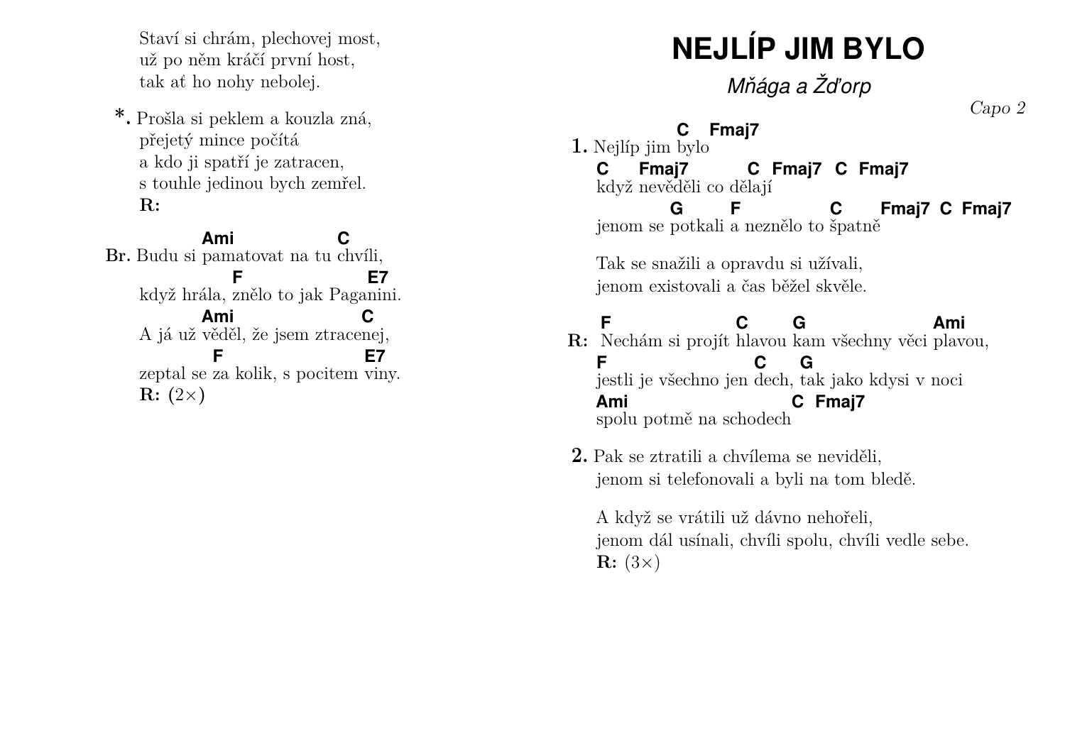Staví si chrám, plechovej most,
už po něm kráčí první host,
tak ať ho nohy nebolej.

**\*.** Prošla si peklem a kouzla zná,
přejetý mince počítá
a kdo ji spatří je zatracen,
s touhle jedinou bych zemřel.
**R:**

```
         Ami              C
Br. Budu si pamatovat na tu chvíli,
              F                    E7
    když hrála, znělo to jak Paganini.
         Ami                  C
    A já už věděl, že jsem ztracenej,
           F                    E7
    zeptal se za kolik, s pocitem viny.
```

**R:** (2×)

# NEJLÍP JIM BYLO

*Mňága a Žďorp*

*Capo 2*

```
          C   Fmaj7
1. Nejlíp jim bylo
   C     Fmaj7         C  Fmaj7  C  Fmaj7
   když nevěděli co dělají
           G      F            C      Fmaj7 C  Fmaj7
   jenom se potkali a neznělo to špatně
```

Tak se snažili a opravdu si užívali,
jenom existovali a čas běžel skvěle.

```
    F                 C      G                    Ami
R:  Nechám si projít hlavou kam všechny věci plavou,
    F                    C     G
    jestli je všechno jen dech, tak jako kdysi v noci
    Ami                   C  Fmaj7
    spolu potmě na schodech
```

**2.** Pak se ztratili a chvílema se neviděli,
jenom si telefonovali a byli na tom bledě.

A když se vrátili už dávno nehořeli,
jenom dál usínali, chvíli spolu, chvíli vedle sebe.
**R:** (3×)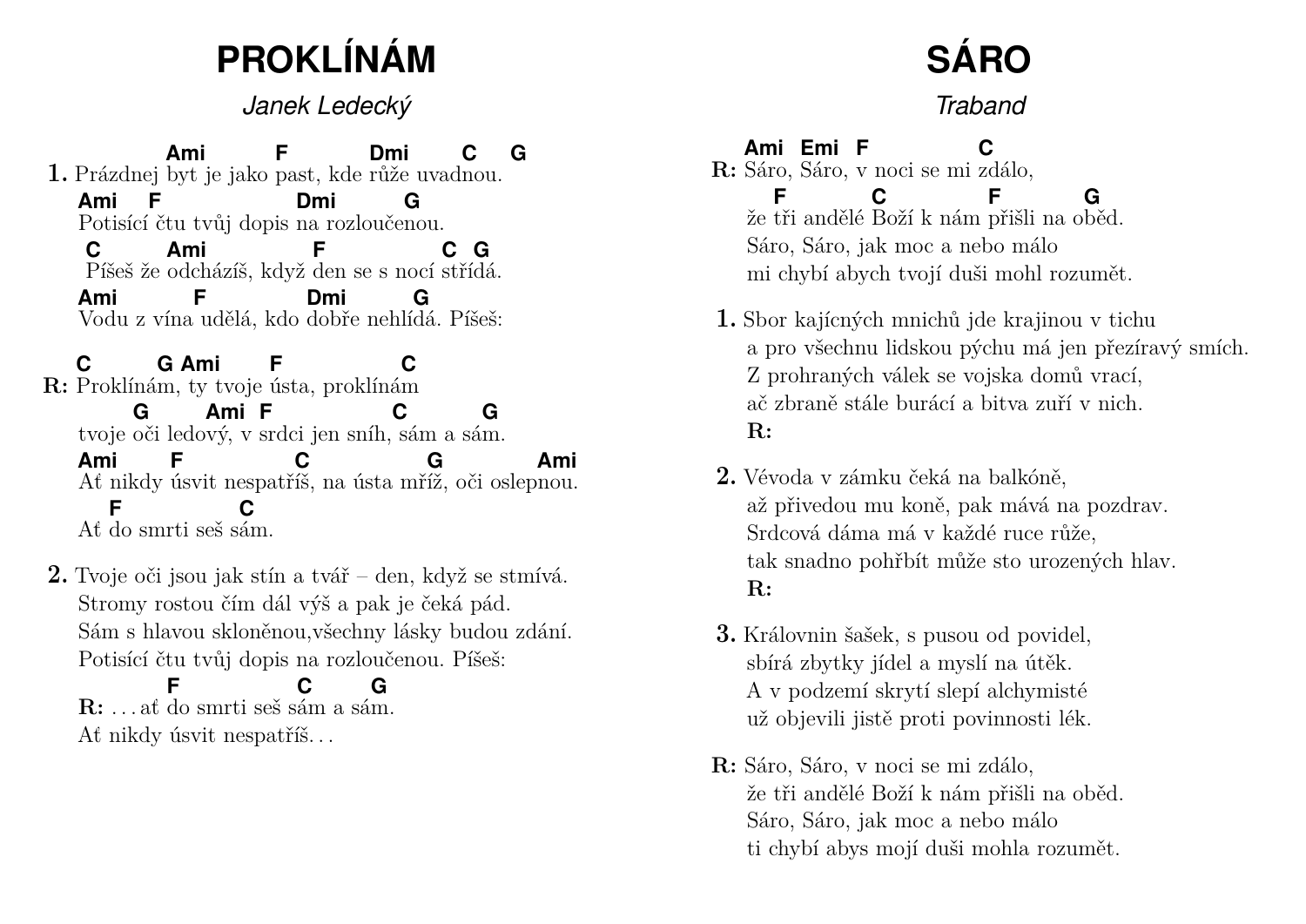# PROKLÍNÁM

*Janek Ledecký*

```
              Ami        F          Dmi      C   G
1. Prázdnej byt je jako past, kde růže uvadnou.
   Ami   F              Dmi      G
   Potisící čtu tvůj dopis na rozloučenou.
    C      Ami          F            C  G
    Píšeš že odcházíš, když den se s nocí střídá.
   Ami       F          Dmi       G
   Vodu z vína udělá, kdo dobře nehlídá. Píšeš:

   C       G Ami     F            C
R: Proklínám, ty tvoje ústa, proklínám
        G      Ami F          C       G
   tvoje oči ledový, v srdci jen sníh, sám a sám.
   Ami     F           C          G          Ami
   Ať nikdy úsvit nespatříš, na ústa mříž, oči oslepnou.
     F            C
   Ať do smrti seš sám.
```

**2.** Tvoje oči jsou jak stín a tvář – den, když se stmívá.
Stromy rostou čím dál výš a pak je čeká pád.
Sám s hlavou skloněnou,všechny lásky budou zdání.
Potisící čtu tvůj dopis na rozloučenou. Píšeš:

```
          F         C     G
   R: ...ať do smrti seš sám a sám.
   Ať nikdy úsvit nespatříš...
```

# SÁRO

*Traband*

```
   Ami Emi F          C
R: Sáro, Sáro, v noci se mi zdálo,
     F         C          F        G
   že tři andělé Boží k nám přišli na oběd.
   Sáro, Sáro, jak moc a nebo málo
   mi chybí abych tvojí duši mohl rozumět.
```

**1.** Sbor kajícných mnichů jde krajinou v tichu
a pro všechnu lidskou pýchu má jen přezíravý smích.
Z prohraných válek se vojska domů vrací,
ač zbraně stále burácí a bitva zuří v nich.
**R:**

**2.** Vévoda v zámku čeká na balkóně,
až přivedou mu koně, pak mává na pozdrav.
Srdcová dáma má v každé ruce růže,
tak snadno pohřbít může sto urozených hlav.
**R:**

**3.** Královnin šašek, s pusou od povidel,
sbírá zbytky jídel a myslí na útěk.
A v podzemí skrytí slepí alchymisté
už objevili jistě proti povinnosti lék.

**R:** Sáro, Sáro, v noci se mi zdálo,
že tři andělé Boží k nám přišli na oběd.
Sáro, Sáro, jak moc a nebo málo
ti chybí abys mojí duši mohla rozumět.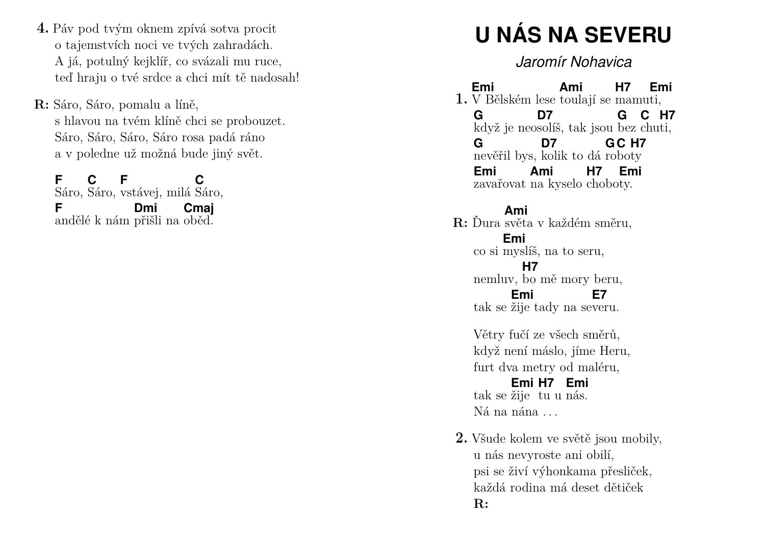**4.** Páv pod tvým oknem zpívá sotva procit
o tajemstvích noci ve tvých zahradách.
A já, potulný kejklíř, co svázali mu ruce,
teď hraju o tvé srdce a chci mít tě nadosah!

**R:** Sáro, Sáro, pomalu a líně,
s hlavou na tvém klíně chci se probouzet.
Sáro, Sáro, Sáro, Sáro rosa padá ráno
a v poledne už možná bude jiný svět.

```
F      C      F              C
Sáro, Sáro, vstávej, milá Sáro,
F                  Dmi      Cmaj
andělé k nám přišli na oběd.
```

# U NÁS NA SEVERU

*Jaromír Nohavica*

```
   Emi               Ami       H7    Emi
1. V Bělském lese toulají se mamuti,
   G           D7               G   C  H7
   když je neosolíš, tak jsou bez chuti,
   G             D7            G C  H7
   nevěřil bys, kolik to dá roboty
   Emi        Ami        H7    Emi
   zavařovat na kyselo choboty.

        Ami
R: Ďura světa v každém směru,
        Emi
   co si myslíš, na to seru,
            H7
   nemluv, bo mě mory beru,
         Emi              E7
   tak se žije tady na severu.

   Větry fučí ze všech směrů,
   když není máslo, jíme Heru,
   furt dva metry od maléru,
         Emi H7   Emi
   tak se žije  tu u nás.
   Ná na nána ...
```

**2.** Všude kolem ve světě jsou mobily,
u nás nevyroste ani obilí,
psi se živí výhonkama přesliček,
každá rodina má deset dětiček
**R:**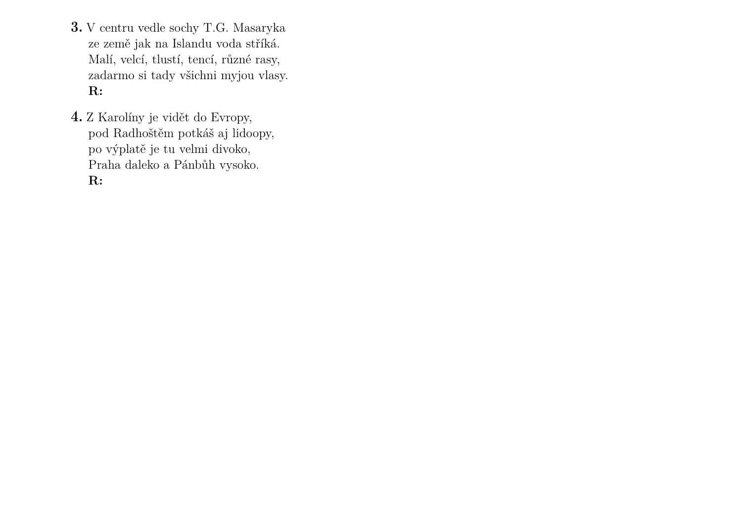**3.** V centru vedle sochy T.G. Masaryka
ze země jak na Islandu voda stříká.
Malí, velcí, tlustí, tencí, různé rasy,
zadarmo si tady všichni myjou vlasy.
**R:**

**4.** Z Karolíny je vidět do Evropy,
pod Radhoštěm potkáš aj lidoopy,
po výplatě je tu velmi divoko,
Praha daleko a Pánbůh vysoko.
**R:**